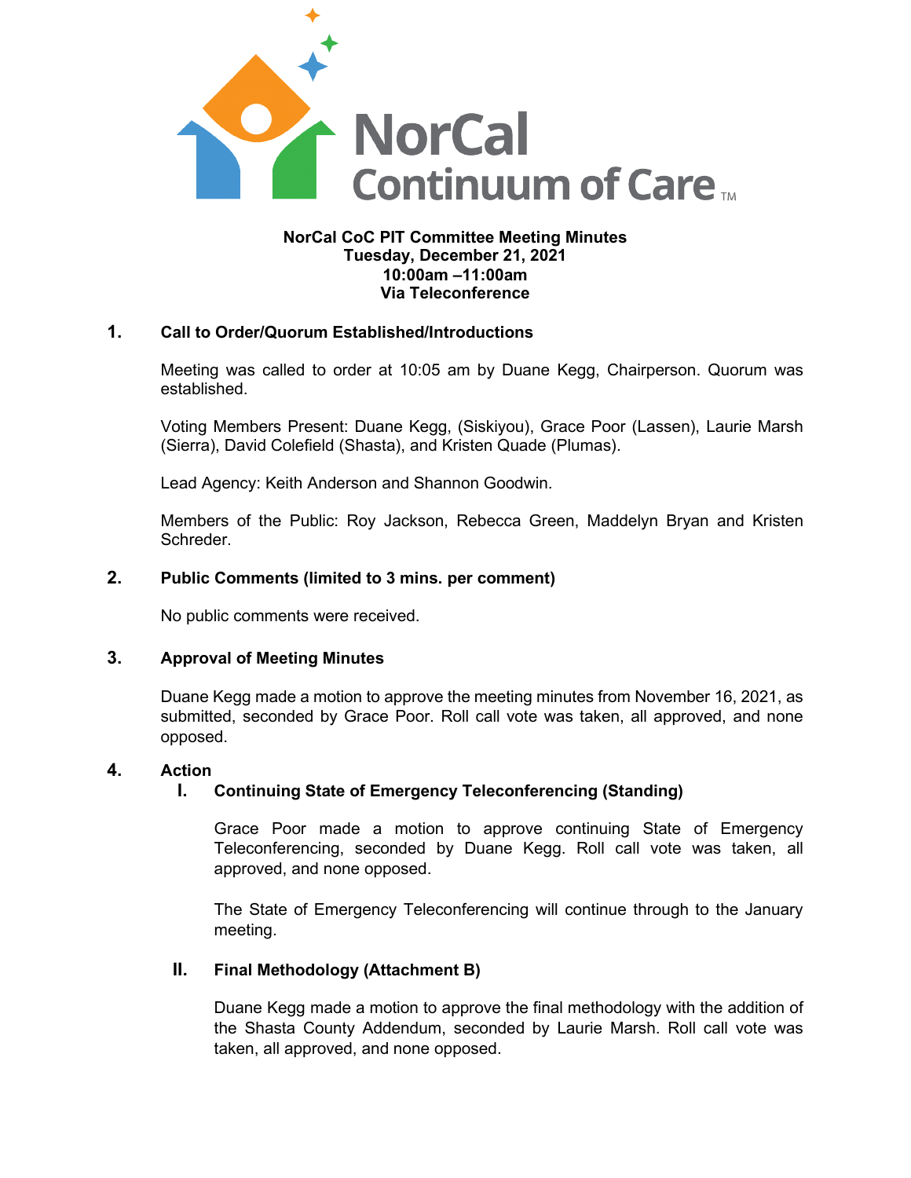NorCal Continuum of Care™

**NorCal CoC PIT Committee Meeting Minutes**
**Tuesday, December 21, 2021**
**10:00am –11:00am**
**Via Teleconference**

## 1. Call to Order/Quorum Established/Introductions

Meeting was called to order at 10:05 am by Duane Kegg, Chairperson. Quorum was established.

Voting Members Present: Duane Kegg, (Siskiyou), Grace Poor (Lassen), Laurie Marsh (Sierra), David Colefield (Shasta), and Kristen Quade (Plumas).

Lead Agency: Keith Anderson and Shannon Goodwin.

Members of the Public: Roy Jackson, Rebecca Green, Maddelyn Bryan and Kristen Schreder.

## 2. Public Comments (limited to 3 mins. per comment)

No public comments were received.

## 3. Approval of Meeting Minutes

Duane Kegg made a motion to approve the meeting minutes from November 16, 2021, as submitted, seconded by Grace Poor. Roll call vote was taken, all approved, and none opposed.

## 4. Action

### I. Continuing State of Emergency Teleconferencing (Standing)

Grace Poor made a motion to approve continuing State of Emergency Teleconferencing, seconded by Duane Kegg. Roll call vote was taken, all approved, and none opposed.

The State of Emergency Teleconferencing will continue through to the January meeting.

### II. Final Methodology (Attachment B)

Duane Kegg made a motion to approve the final methodology with the addition of the Shasta County Addendum, seconded by Laurie Marsh. Roll call vote was taken, all approved, and none opposed.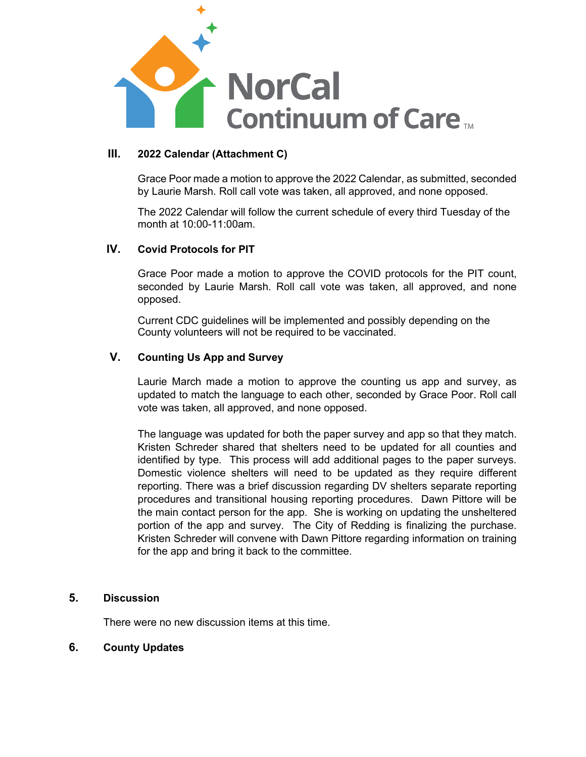### III. 2022 Calendar (Attachment C)

Grace Poor made a motion to approve the 2022 Calendar, as submitted, seconded by Laurie Marsh. Roll call vote was taken, all approved, and none opposed.

The 2022 Calendar will follow the current schedule of every third Tuesday of the month at 10:00-11:00am.

### IV. Covid Protocols for PIT

Grace Poor made a motion to approve the COVID protocols for the PIT count, seconded by Laurie Marsh. Roll call vote was taken, all approved, and none opposed.

Current CDC guidelines will be implemented and possibly depending on the County volunteers will not be required to be vaccinated.

### V. Counting Us App and Survey

Laurie March made a motion to approve the counting us app and survey, as updated to match the language to each other, seconded by Grace Poor. Roll call vote was taken, all approved, and none opposed.

The language was updated for both the paper survey and app so that they match. Kristen Schreder shared that shelters need to be updated for all counties and identified by type. This process will add additional pages to the paper surveys. Domestic violence shelters will need to be updated as they require different reporting. There was a brief discussion regarding DV shelters separate reporting procedures and transitional housing reporting procedures. Dawn Pittore will be the main contact person for the app. She is working on updating the unsheltered portion of the app and survey. The City of Redding is finalizing the purchase. Kristen Schreder will convene with Dawn Pittore regarding information on training for the app and bring it back to the committee.

## 5. Discussion

There were no new discussion items at this time.

## 6. County Updates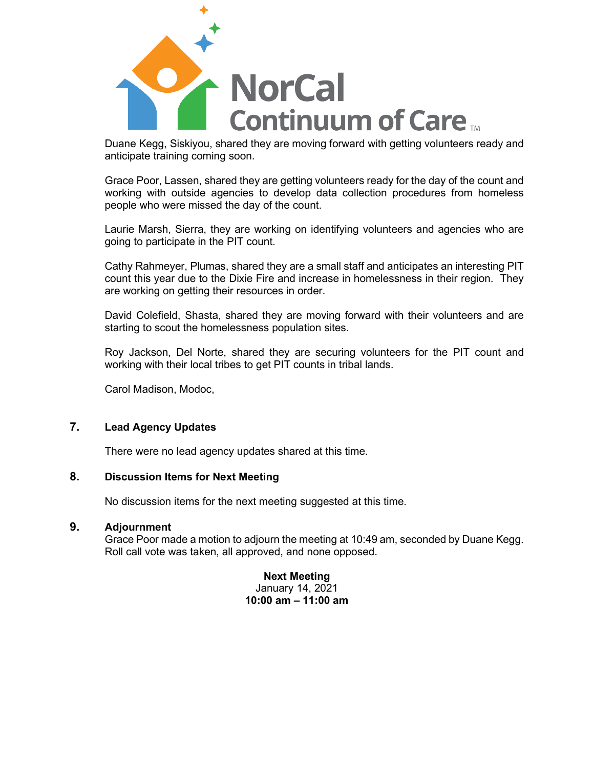Duane Kegg, Siskiyou, shared they are moving forward with getting volunteers ready and anticipate training coming soon.

Grace Poor, Lassen, shared they are getting volunteers ready for the day of the count and working with outside agencies to develop data collection procedures from homeless people who were missed the day of the count.

Laurie Marsh, Sierra, they are working on identifying volunteers and agencies who are going to participate in the PIT count.

Cathy Rahmeyer, Plumas, shared they are a small staff and anticipates an interesting PIT count this year due to the Dixie Fire and increase in homelessness in their region. They are working on getting their resources in order.

David Colefield, Shasta, shared they are moving forward with their volunteers and are starting to scout the homelessness population sites.

Roy Jackson, Del Norte, shared they are securing volunteers for the PIT count and working with their local tribes to get PIT counts in tribal lands.

Carol Madison, Modoc,

## 7. Lead Agency Updates

There were no lead agency updates shared at this time.

## 8. Discussion Items for Next Meeting

No discussion items for the next meeting suggested at this time.

## 9. Adjournment

Grace Poor made a motion to adjourn the meeting at 10:49 am, seconded by Duane Kegg. Roll call vote was taken, all approved, and none opposed.

**Next Meeting**
January 14, 2021
**10:00 am – 11:00 am**